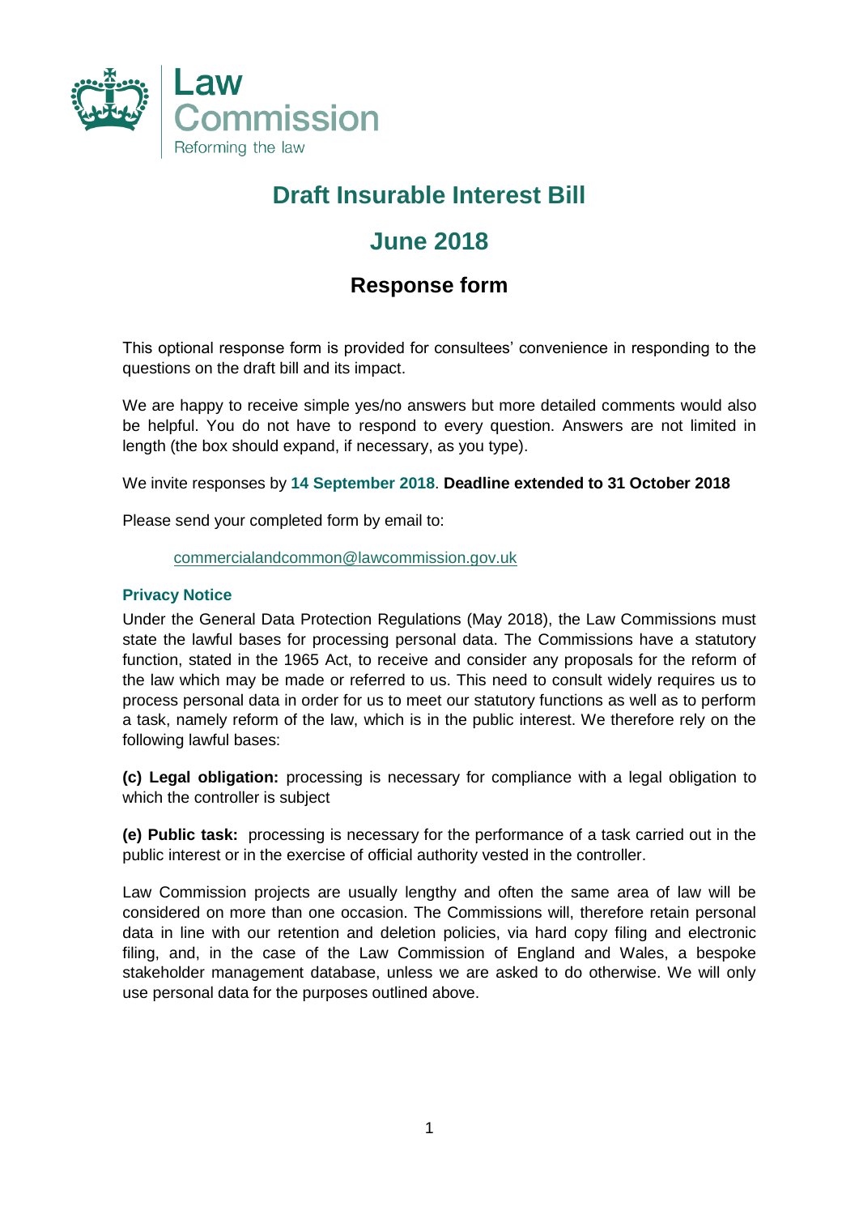Law Commission

Reforming the law

# Draft Insurable Interest Bill

## June 2018

### Response form

This optional response form is provided for consultees' convenience in responding to the questions on the draft bill and its impact.

We are happy to receive simple yes/no answers but more detailed comments would also be helpful. You do not have to respond to every question. Answers are not limited in length (the box should expand, if necessary, as you type).

We invite responses by **14 September 2018**. **Deadline extended to 31 October 2018**

Please send your completed form by email to:

commercialandcommon@lawcommission.gov.uk

#### Privacy Notice

Under the General Data Protection Regulations (May 2018), the Law Commissions must state the lawful bases for processing personal data. The Commissions have a statutory function, stated in the 1965 Act, to receive and consider any proposals for the reform of the law which may be made or referred to us. This need to consult widely requires us to process personal data in order for us to meet our statutory functions as well as to perform a task, namely reform of the law, which is in the public interest. We therefore rely on the following lawful bases:

**(c) Legal obligation:** processing is necessary for compliance with a legal obligation to which the controller is subject

**(e) Public task:** processing is necessary for the performance of a task carried out in the public interest or in the exercise of official authority vested in the controller.

Law Commission projects are usually lengthy and often the same area of law will be considered on more than one occasion. The Commissions will, therefore retain personal data in line with our retention and deletion policies, via hard copy filing and electronic filing, and, in the case of the Law Commission of England and Wales, a bespoke stakeholder management database, unless we are asked to do otherwise. We will only use personal data for the purposes outlined above.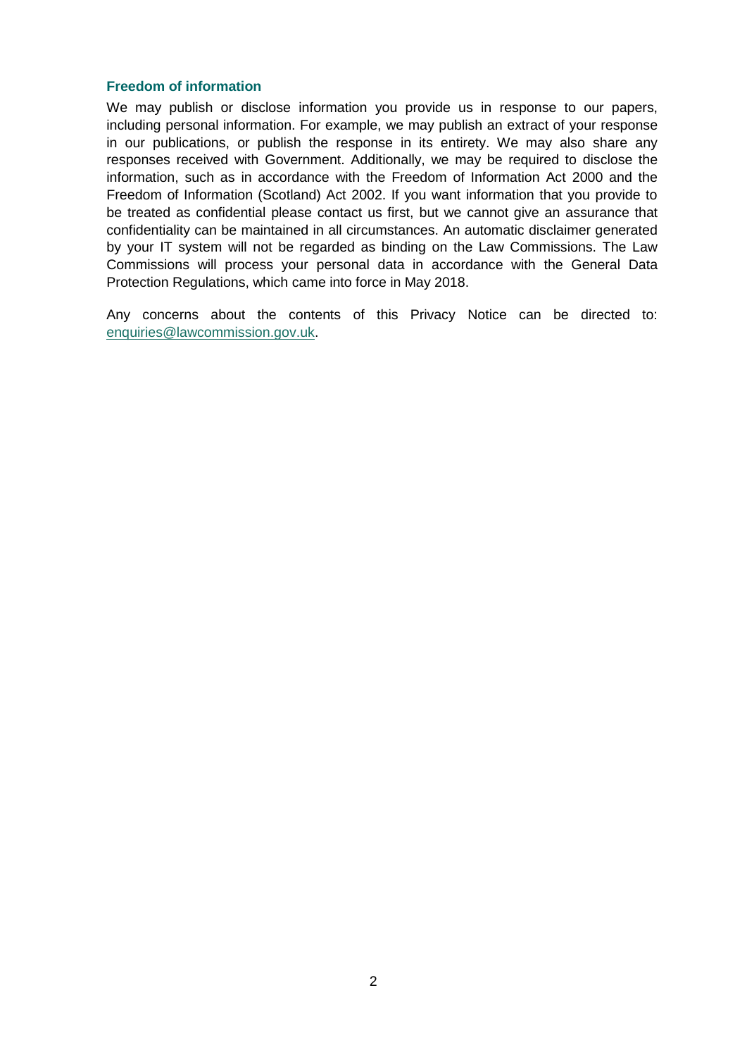### Freedom of information

We may publish or disclose information you provide us in response to our papers, including personal information. For example, we may publish an extract of your response in our publications, or publish the response in its entirety. We may also share any responses received with Government. Additionally, we may be required to disclose the information, such as in accordance with the Freedom of Information Act 2000 and the Freedom of Information (Scotland) Act 2002. If you want information that you provide to be treated as confidential please contact us first, but we cannot give an assurance that confidentiality can be maintained in all circumstances. An automatic disclaimer generated by your IT system will not be regarded as binding on the Law Commissions. The Law Commissions will process your personal data in accordance with the General Data Protection Regulations, which came into force in May 2018.

Any concerns about the contents of this Privacy Notice can be directed to: enquiries@lawcommission.gov.uk.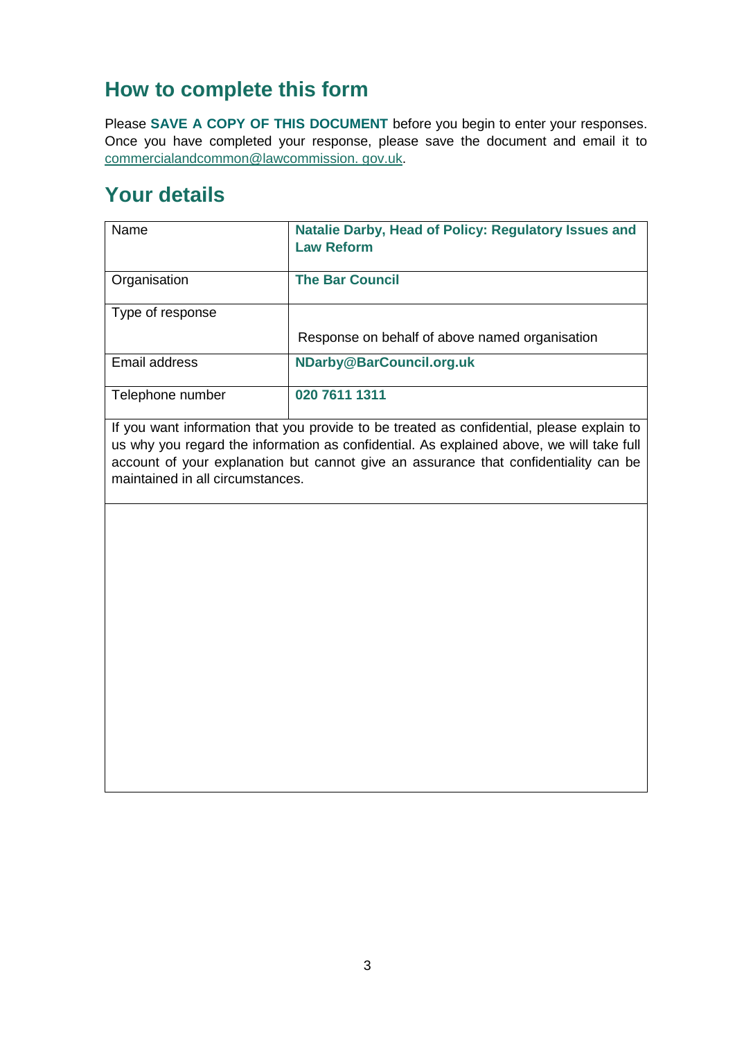## How to complete this form

Please **SAVE A COPY OF THIS DOCUMENT** before you begin to enter your responses. Once you have completed your response, please save the document and email it to commercialandcommon@lawcommission. gov.uk.

## Your details

| Name | **Natalie Darby, Head of Policy: Regulatory Issues and Law Reform** |
|---|---|
| Organisation | **The Bar Council** |
| Type of response | Response on behalf of above named organisation |
| Email address | **NDarby@BarCouncil.org.uk** |
| Telephone number | **020 7611 1311** |

| If you want information that you provide to be treated as confidential, please explain to us why you regard the information as confidential. As explained above, we will take full account of your explanation but cannot give an assurance that confidentiality can be maintained in all circumstances. |
|---|
| |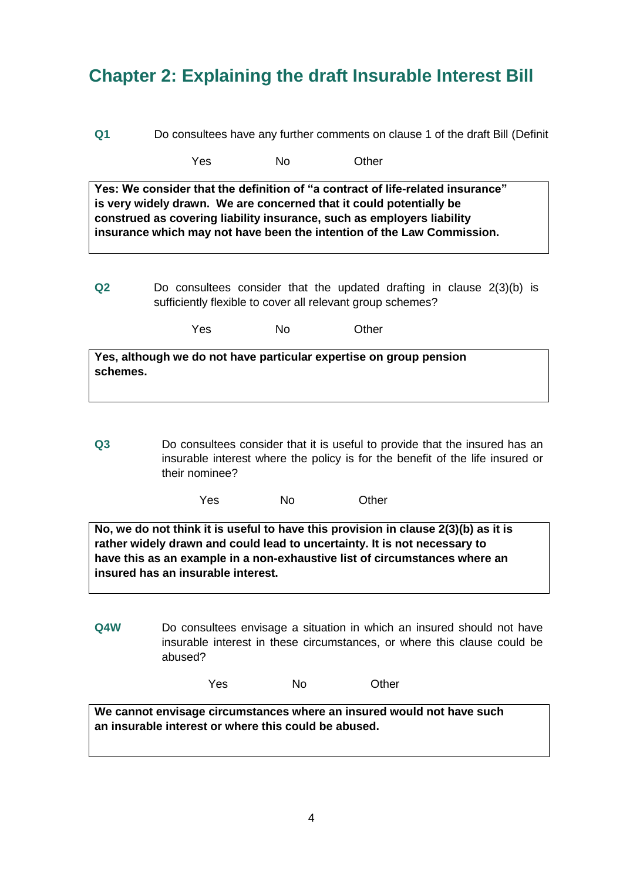## Chapter 2: Explaining the draft Insurable Interest Bill

**Q1** Do consultees have any further comments on clause 1 of the draft Bill (Definit

Yes No Other

**Yes: We consider that the definition of "a contract of life-related insurance" is very widely drawn. We are concerned that it could potentially be construed as covering liability insurance, such as employers liability insurance which may not have been the intention of the Law Commission.**

**Q2** Do consultees consider that the updated drafting in clause 2(3)(b) is sufficiently flexible to cover all relevant group schemes?

Yes No Other

**Yes, although we do not have particular expertise on group pension schemes.**

**Q3** Do consultees consider that it is useful to provide that the insured has an insurable interest where the policy is for the benefit of the life insured or their nominee?

Yes No Other

**No, we do not think it is useful to have this provision in clause 2(3)(b) as it is rather widely drawn and could lead to uncertainty. It is not necessary to have this as an example in a non-exhaustive list of circumstances where an insured has an insurable interest.**

**Q4W** Do consultees envisage a situation in which an insured should not have insurable interest in these circumstances, or where this clause could be abused?

Yes No Other

**We cannot envisage circumstances where an insured would not have such an insurable interest or where this could be abused.**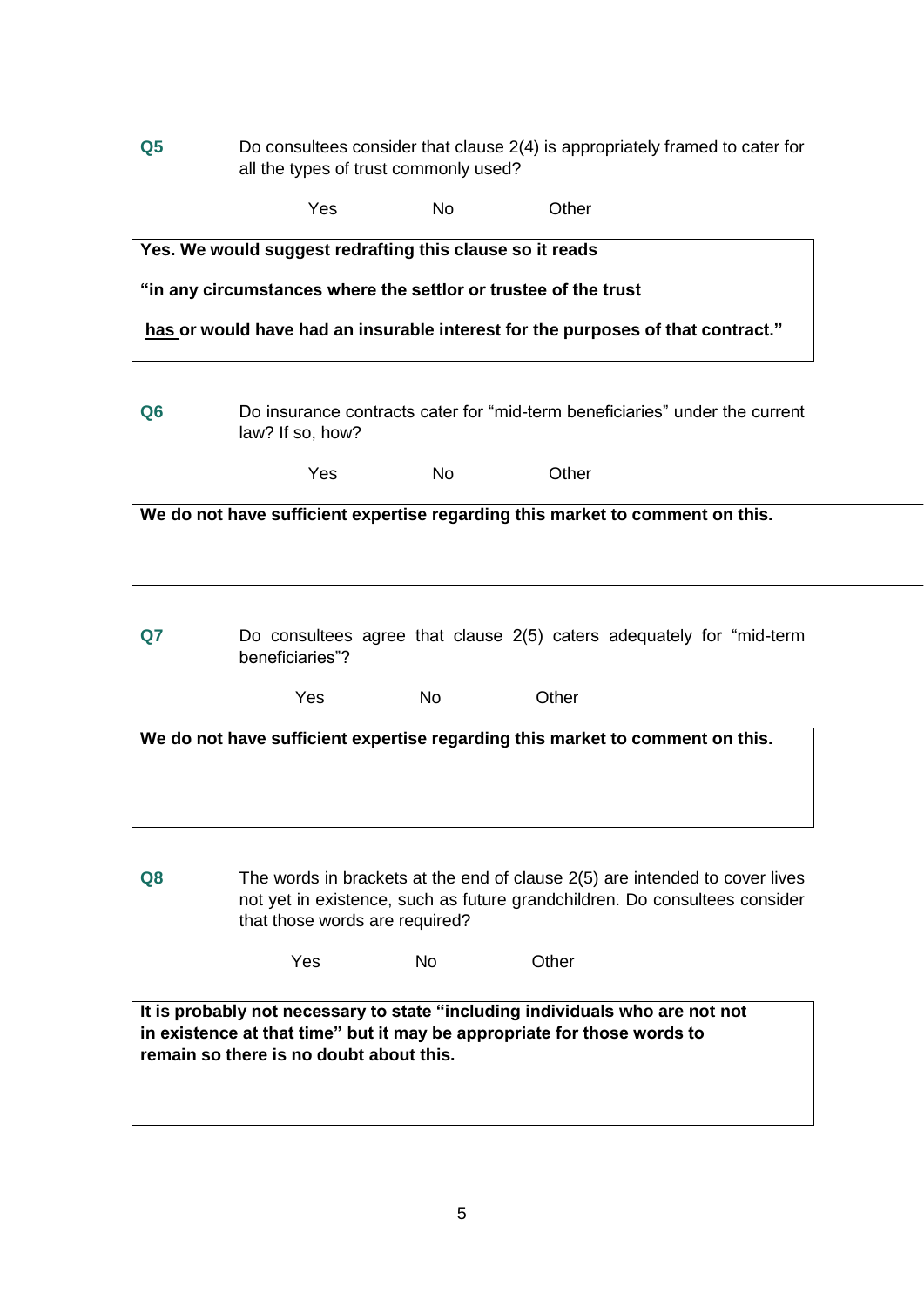**Q5** Do consultees consider that clause 2(4) is appropriately framed to cater for all the types of trust commonly used?

Yes No Other

**Yes. We would suggest redrafting this clause so it reads**

**"in any circumstances where the settlor or trustee of the trust**

**has or would have had an insurable interest for the purposes of that contract."**

**Q6** Do insurance contracts cater for "mid-term beneficiaries" under the current law? If so, how?

Yes No Other

**We do not have sufficient expertise regarding this market to comment on this.**

**Q7** Do consultees agree that clause 2(5) caters adequately for "mid-term beneficiaries"?

Yes No Other

**We do not have sufficient expertise regarding this market to comment on this.**

**Q8** The words in brackets at the end of clause 2(5) are intended to cover lives not yet in existence, such as future grandchildren. Do consultees consider that those words are required?

Yes No Other

**It is probably not necessary to state "including individuals who are not not in existence at that time" but it may be appropriate for those words to remain so there is no doubt about this.**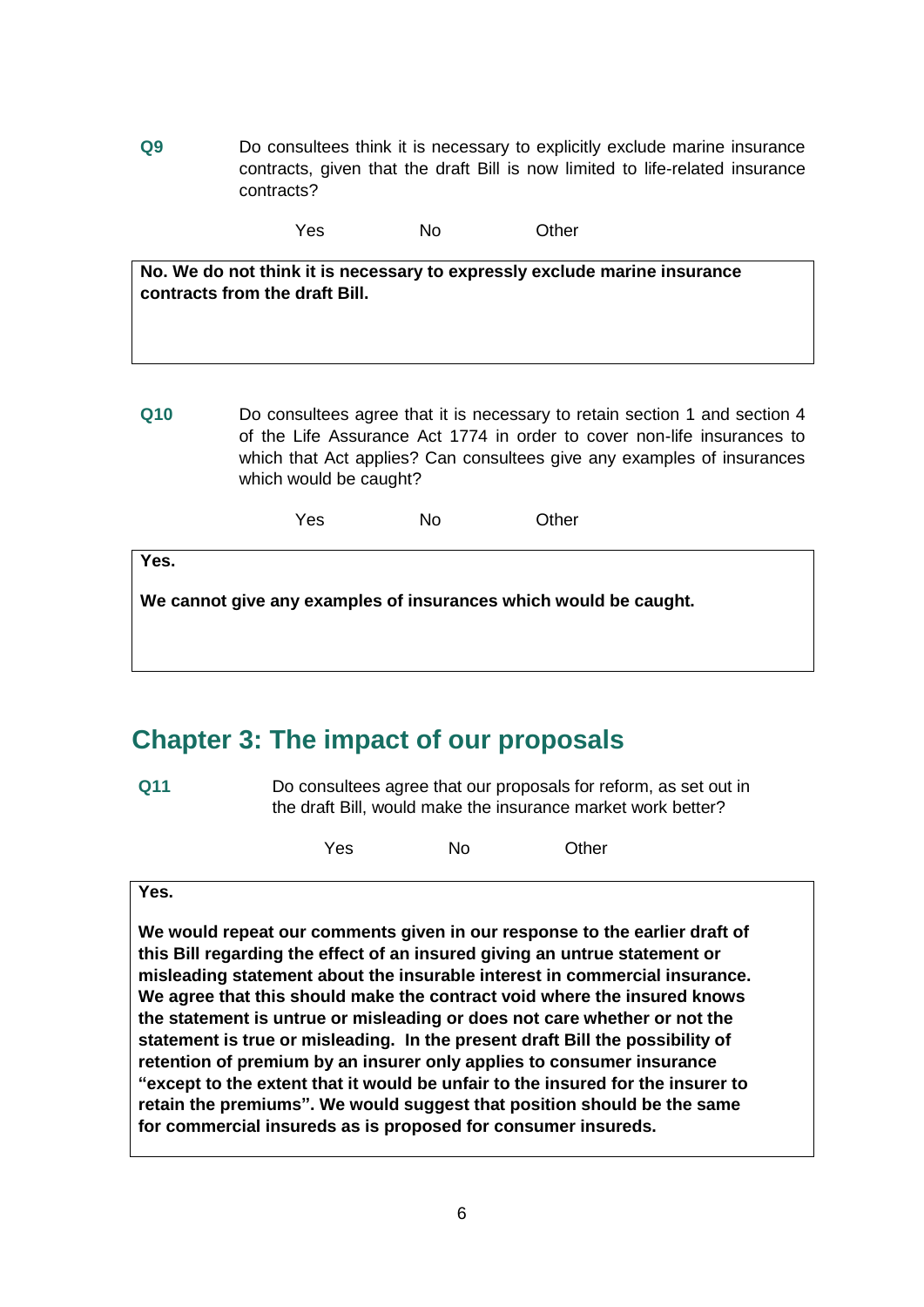**Q9** Do consultees think it is necessary to explicitly exclude marine insurance contracts, given that the draft Bill is now limited to life-related insurance contracts?

Yes No Other

**No. We do not think it is necessary to expressly exclude marine insurance contracts from the draft Bill.**

**Q10** Do consultees agree that it is necessary to retain section 1 and section 4 of the Life Assurance Act 1774 in order to cover non-life insurances to which that Act applies? Can consultees give any examples of insurances which would be caught?

Yes No Other

**Yes.**

**We cannot give any examples of insurances which would be caught.**

## Chapter 3: The impact of our proposals

**Q11** Do consultees agree that our proposals for reform, as set out in the draft Bill, would make the insurance market work better?

Yes No Other

**Yes.**

**We would repeat our comments given in our response to the earlier draft of this Bill regarding the effect of an insured giving an untrue statement or misleading statement about the insurable interest in commercial insurance. We agree that this should make the contract void where the insured knows the statement is untrue or misleading or does not care whether or not the statement is true or misleading. In the present draft Bill the possibility of retention of premium by an insurer only applies to consumer insurance "except to the extent that it would be unfair to the insured for the insurer to retain the premiums". We would suggest that position should be the same for commercial insureds as is proposed for consumer insureds.**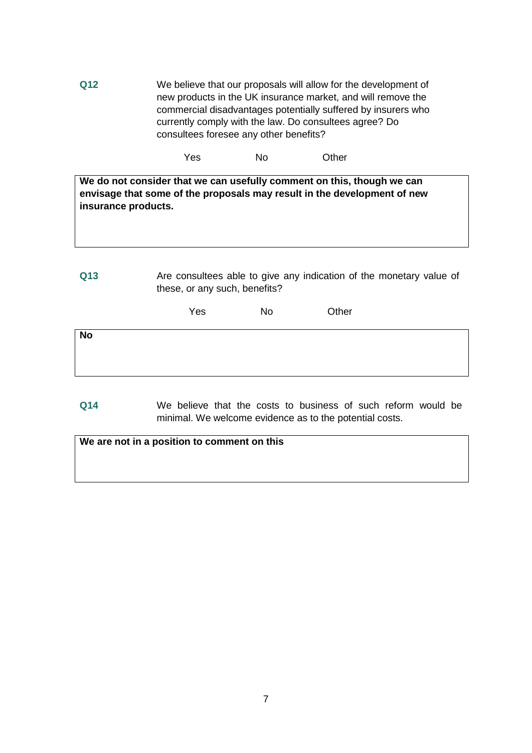**Q12** We believe that our proposals will allow for the development of new products in the UK insurance market, and will remove the commercial disadvantages potentially suffered by insurers who currently comply with the law. Do consultees agree? Do consultees foresee any other benefits?

Yes No Other

**We do not consider that we can usefully comment on this, though we can envisage that some of the proposals may result in the development of new insurance products.**

**Q13** Are consultees able to give any indication of the monetary value of these, or any such, benefits?

Yes No Other

**No**

**Q14** We believe that the costs to business of such reform would be minimal. We welcome evidence as to the potential costs.

**We are not in a position to comment on this**